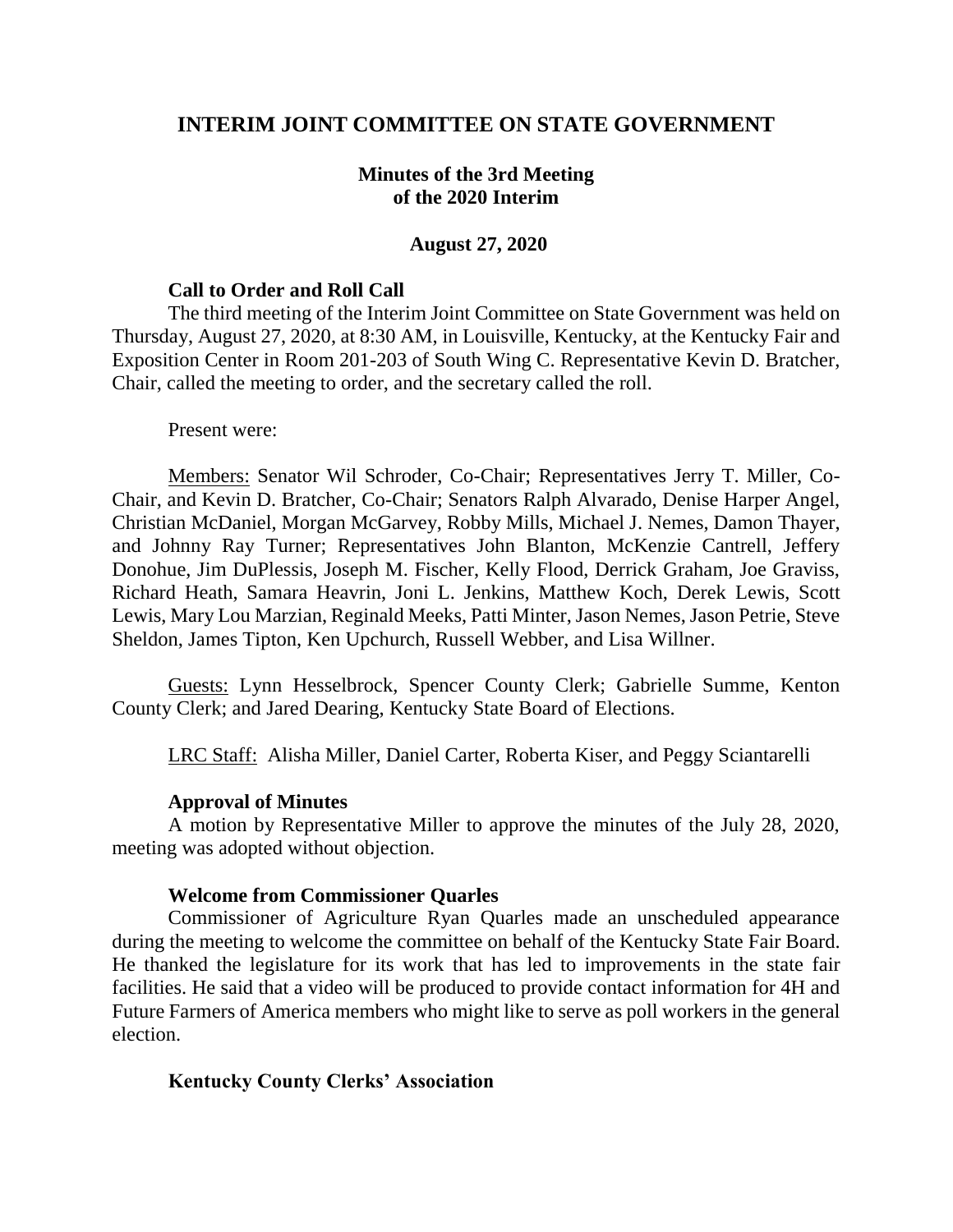# INTERIM JOINT COMMITTEE ON STATE GOVERNMENT

## Minutes of the 3rd Meeting of the 2020 Interim

### August 27, 2020

**Call to Order and Roll Call**

The third meeting of the Interim Joint Committee on State Government was held on Thursday, August 27, 2020, at 8:30 AM, in Louisville, Kentucky, at the Kentucky Fair and Exposition Center in Room 201-203 of South Wing C. Representative Kevin D. Bratcher, Chair, called the meeting to order, and the secretary called the roll.

Present were:

Members: Senator Wil Schroder, Co-Chair; Representatives Jerry T. Miller, Co-Chair, and Kevin D. Bratcher, Co-Chair; Senators Ralph Alvarado, Denise Harper Angel, Christian McDaniel, Morgan McGarvey, Robby Mills, Michael J. Nemes, Damon Thayer, and Johnny Ray Turner; Representatives John Blanton, McKenzie Cantrell, Jeffery Donohue, Jim DuPlessis, Joseph M. Fischer, Kelly Flood, Derrick Graham, Joe Graviss, Richard Heath, Samara Heavrin, Joni L. Jenkins, Matthew Koch, Derek Lewis, Scott Lewis, Mary Lou Marzian, Reginald Meeks, Patti Minter, Jason Nemes, Jason Petrie, Steve Sheldon, James Tipton, Ken Upchurch, Russell Webber, and Lisa Willner.

Guests: Lynn Hesselbrock, Spencer County Clerk; Gabrielle Summe, Kenton County Clerk; and Jared Dearing, Kentucky State Board of Elections.

LRC Staff: Alisha Miller, Daniel Carter, Roberta Kiser, and Peggy Sciantarelli

**Approval of Minutes**

A motion by Representative Miller to approve the minutes of the July 28, 2020, meeting was adopted without objection.

**Welcome from Commissioner Quarles**

Commissioner of Agriculture Ryan Quarles made an unscheduled appearance during the meeting to welcome the committee on behalf of the Kentucky State Fair Board. He thanked the legislature for its work that has led to improvements in the state fair facilities. He said that a video will be produced to provide contact information for 4H and Future Farmers of America members who might like to serve as poll workers in the general election.

**Kentucky County Clerks' Association**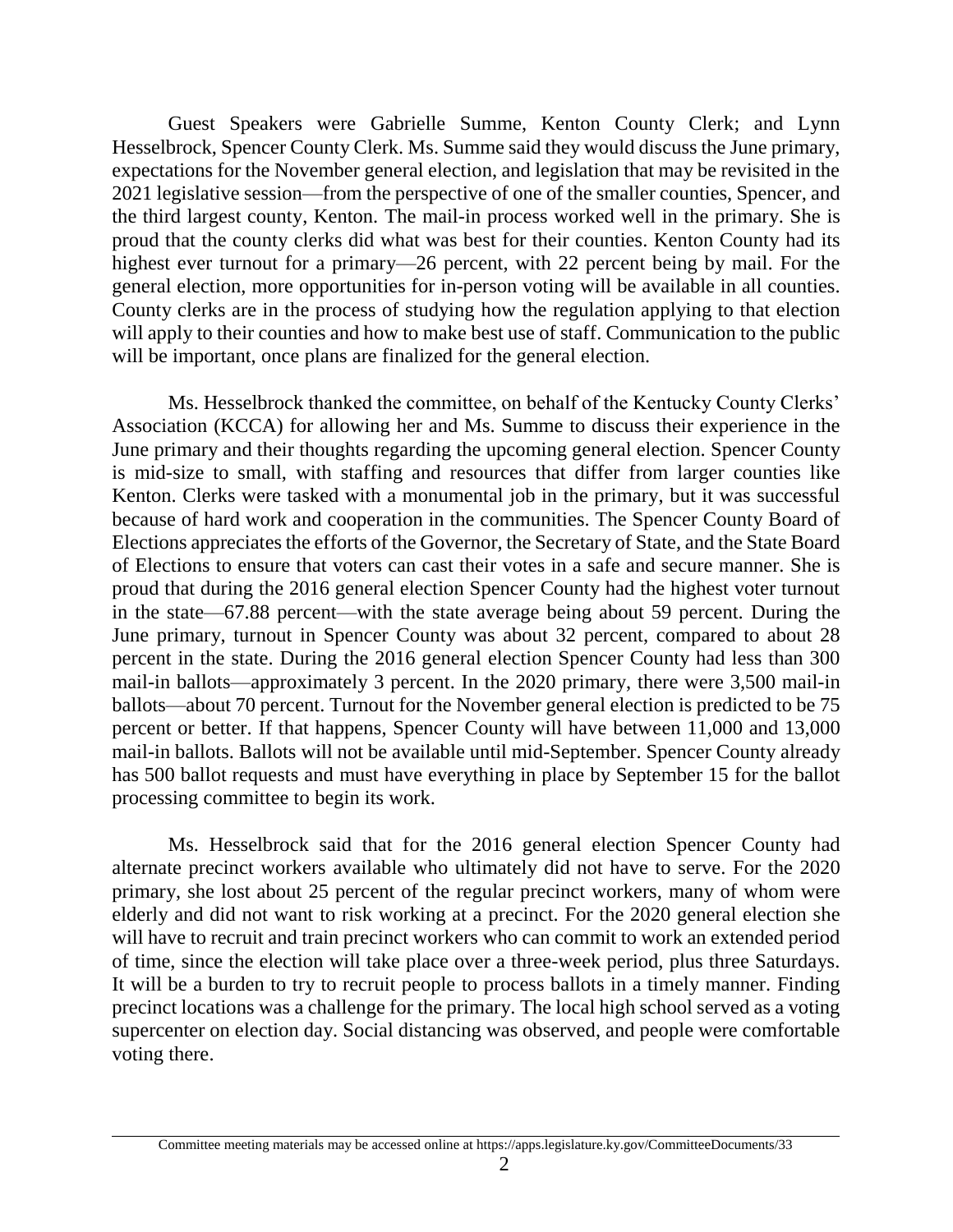Guest Speakers were Gabrielle Summe, Kenton County Clerk; and Lynn Hesselbrock, Spencer County Clerk. Ms. Summe said they would discuss the June primary, expectations for the November general election, and legislation that may be revisited in the 2021 legislative session—from the perspective of one of the smaller counties, Spencer, and the third largest county, Kenton. The mail-in process worked well in the primary. She is proud that the county clerks did what was best for their counties. Kenton County had its highest ever turnout for a primary—26 percent, with 22 percent being by mail. For the general election, more opportunities for in-person voting will be available in all counties. County clerks are in the process of studying how the regulation applying to that election will apply to their counties and how to make best use of staff. Communication to the public will be important, once plans are finalized for the general election.

Ms. Hesselbrock thanked the committee, on behalf of the Kentucky County Clerks' Association (KCCA) for allowing her and Ms. Summe to discuss their experience in the June primary and their thoughts regarding the upcoming general election. Spencer County is mid-size to small, with staffing and resources that differ from larger counties like Kenton. Clerks were tasked with a monumental job in the primary, but it was successful because of hard work and cooperation in the communities. The Spencer County Board of Elections appreciates the efforts of the Governor, the Secretary of State, and the State Board of Elections to ensure that voters can cast their votes in a safe and secure manner. She is proud that during the 2016 general election Spencer County had the highest voter turnout in the state—67.88 percent—with the state average being about 59 percent. During the June primary, turnout in Spencer County was about 32 percent, compared to about 28 percent in the state. During the 2016 general election Spencer County had less than 300 mail-in ballots—approximately 3 percent. In the 2020 primary, there were 3,500 mail-in ballots—about 70 percent. Turnout for the November general election is predicted to be 75 percent or better. If that happens, Spencer County will have between 11,000 and 13,000 mail-in ballots. Ballots will not be available until mid-September. Spencer County already has 500 ballot requests and must have everything in place by September 15 for the ballot processing committee to begin its work.

Ms. Hesselbrock said that for the 2016 general election Spencer County had alternate precinct workers available who ultimately did not have to serve. For the 2020 primary, she lost about 25 percent of the regular precinct workers, many of whom were elderly and did not want to risk working at a precinct. For the 2020 general election she will have to recruit and train precinct workers who can commit to work an extended period of time, since the election will take place over a three-week period, plus three Saturdays. It will be a burden to try to recruit people to process ballots in a timely manner. Finding precinct locations was a challenge for the primary. The local high school served as a voting supercenter on election day. Social distancing was observed, and people were comfortable voting there.

Committee meeting materials may be accessed online at https://apps.legislature.ky.gov/CommitteeDocuments/33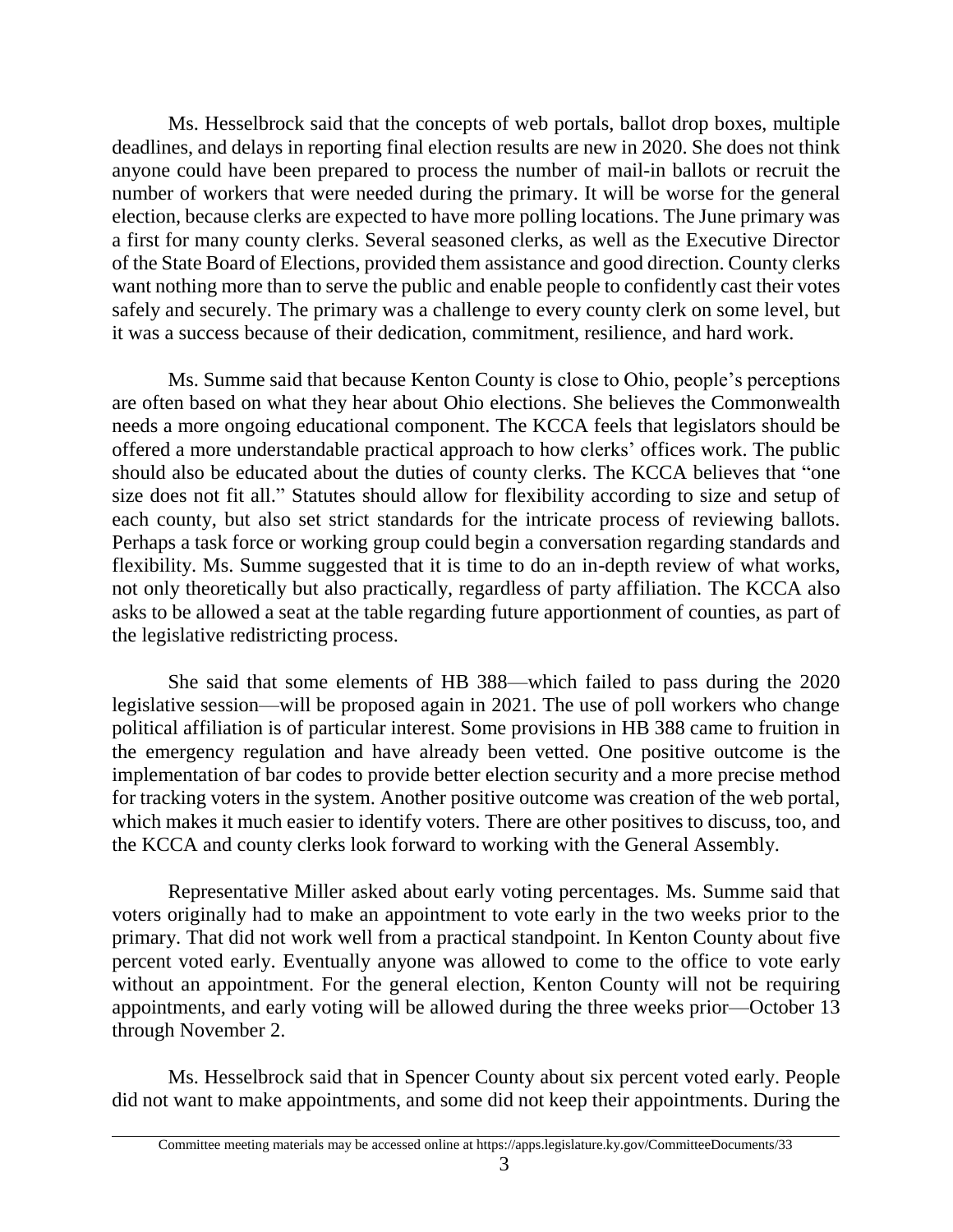Ms. Hesselbrock said that the concepts of web portals, ballot drop boxes, multiple deadlines, and delays in reporting final election results are new in 2020. She does not think anyone could have been prepared to process the number of mail-in ballots or recruit the number of workers that were needed during the primary. It will be worse for the general election, because clerks are expected to have more polling locations. The June primary was a first for many county clerks. Several seasoned clerks, as well as the Executive Director of the State Board of Elections, provided them assistance and good direction. County clerks want nothing more than to serve the public and enable people to confidently cast their votes safely and securely. The primary was a challenge to every county clerk on some level, but it was a success because of their dedication, commitment, resilience, and hard work.

Ms. Summe said that because Kenton County is close to Ohio, people's perceptions are often based on what they hear about Ohio elections. She believes the Commonwealth needs a more ongoing educational component. The KCCA feels that legislators should be offered a more understandable practical approach to how clerks' offices work. The public should also be educated about the duties of county clerks. The KCCA believes that "one size does not fit all." Statutes should allow for flexibility according to size and setup of each county, but also set strict standards for the intricate process of reviewing ballots. Perhaps a task force or working group could begin a conversation regarding standards and flexibility. Ms. Summe suggested that it is time to do an in-depth review of what works, not only theoretically but also practically, regardless of party affiliation. The KCCA also asks to be allowed a seat at the table regarding future apportionment of counties, as part of the legislative redistricting process.

She said that some elements of HB 388—which failed to pass during the 2020 legislative session—will be proposed again in 2021. The use of poll workers who change political affiliation is of particular interest. Some provisions in HB 388 came to fruition in the emergency regulation and have already been vetted. One positive outcome is the implementation of bar codes to provide better election security and a more precise method for tracking voters in the system. Another positive outcome was creation of the web portal, which makes it much easier to identify voters. There are other positives to discuss, too, and the KCCA and county clerks look forward to working with the General Assembly.

Representative Miller asked about early voting percentages. Ms. Summe said that voters originally had to make an appointment to vote early in the two weeks prior to the primary. That did not work well from a practical standpoint. In Kenton County about five percent voted early. Eventually anyone was allowed to come to the office to vote early without an appointment. For the general election, Kenton County will not be requiring appointments, and early voting will be allowed during the three weeks prior—October 13 through November 2.

Ms. Hesselbrock said that in Spencer County about six percent voted early. People did not want to make appointments, and some did not keep their appointments. During the

Committee meeting materials may be accessed online at https://apps.legislature.ky.gov/CommitteeDocuments/33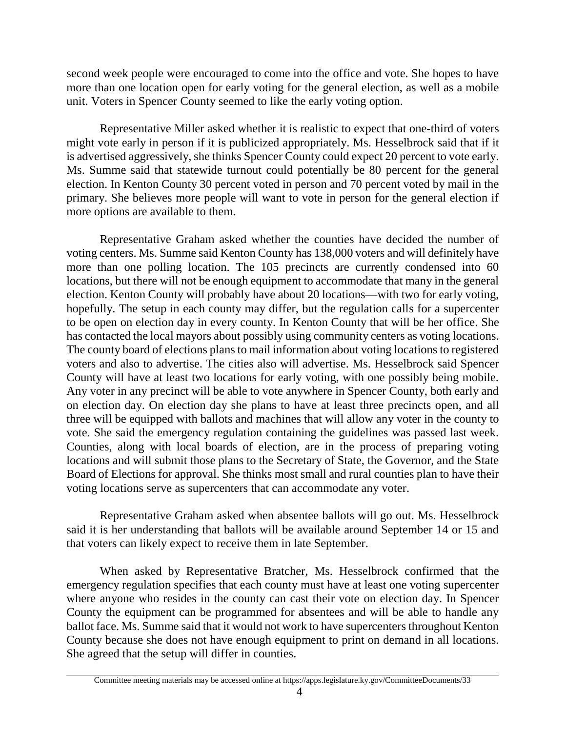second week people were encouraged to come into the office and vote. She hopes to have more than one location open for early voting for the general election, as well as a mobile unit. Voters in Spencer County seemed to like the early voting option.

Representative Miller asked whether it is realistic to expect that one-third of voters might vote early in person if it is publicized appropriately. Ms. Hesselbrock said that if it is advertised aggressively, she thinks Spencer County could expect 20 percent to vote early. Ms. Summe said that statewide turnout could potentially be 80 percent for the general election. In Kenton County 30 percent voted in person and 70 percent voted by mail in the primary. She believes more people will want to vote in person for the general election if more options are available to them.

Representative Graham asked whether the counties have decided the number of voting centers. Ms. Summe said Kenton County has 138,000 voters and will definitely have more than one polling location. The 105 precincts are currently condensed into 60 locations, but there will not be enough equipment to accommodate that many in the general election. Kenton County will probably have about 20 locations—with two for early voting, hopefully. The setup in each county may differ, but the regulation calls for a supercenter to be open on election day in every county. In Kenton County that will be her office. She has contacted the local mayors about possibly using community centers as voting locations. The county board of elections plans to mail information about voting locations to registered voters and also to advertise. The cities also will advertise. Ms. Hesselbrock said Spencer County will have at least two locations for early voting, with one possibly being mobile. Any voter in any precinct will be able to vote anywhere in Spencer County, both early and on election day. On election day she plans to have at least three precincts open, and all three will be equipped with ballots and machines that will allow any voter in the county to vote. She said the emergency regulation containing the guidelines was passed last week. Counties, along with local boards of election, are in the process of preparing voting locations and will submit those plans to the Secretary of State, the Governor, and the State Board of Elections for approval. She thinks most small and rural counties plan to have their voting locations serve as supercenters that can accommodate any voter.

Representative Graham asked when absentee ballots will go out. Ms. Hesselbrock said it is her understanding that ballots will be available around September 14 or 15 and that voters can likely expect to receive them in late September.

When asked by Representative Bratcher, Ms. Hesselbrock confirmed that the emergency regulation specifies that each county must have at least one voting supercenter where anyone who resides in the county can cast their vote on election day. In Spencer County the equipment can be programmed for absentees and will be able to handle any ballot face. Ms. Summe said that it would not work to have supercenters throughout Kenton County because she does not have enough equipment to print on demand in all locations. She agreed that the setup will differ in counties.

Committee meeting materials may be accessed online at https://apps.legislature.ky.gov/CommitteeDocuments/33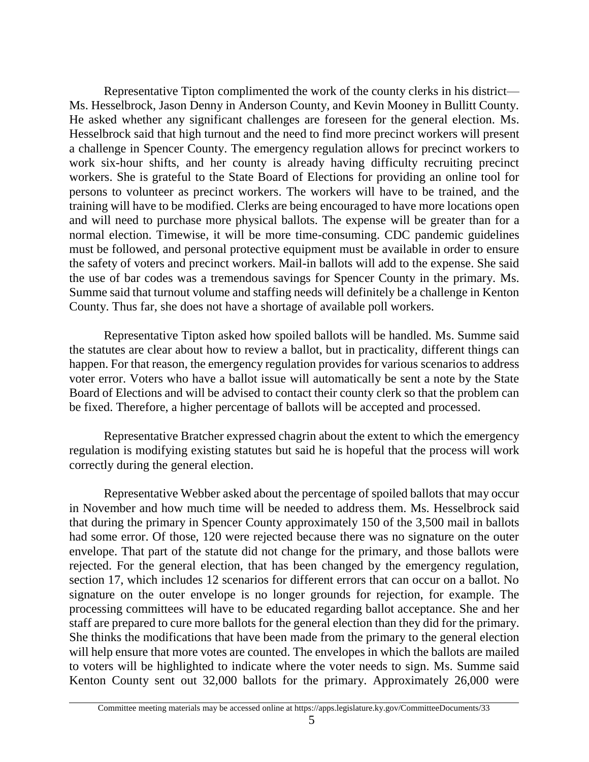Representative Tipton complimented the work of the county clerks in his district—Ms. Hesselbrock, Jason Denny in Anderson County, and Kevin Mooney in Bullitt County. He asked whether any significant challenges are foreseen for the general election. Ms. Hesselbrock said that high turnout and the need to find more precinct workers will present a challenge in Spencer County. The emergency regulation allows for precinct workers to work six-hour shifts, and her county is already having difficulty recruiting precinct workers. She is grateful to the State Board of Elections for providing an online tool for persons to volunteer as precinct workers. The workers will have to be trained, and the training will have to be modified. Clerks are being encouraged to have more locations open and will need to purchase more physical ballots. The expense will be greater than for a normal election. Timewise, it will be more time-consuming. CDC pandemic guidelines must be followed, and personal protective equipment must be available in order to ensure the safety of voters and precinct workers. Mail-in ballots will add to the expense. She said the use of bar codes was a tremendous savings for Spencer County in the primary. Ms. Summe said that turnout volume and staffing needs will definitely be a challenge in Kenton County. Thus far, she does not have a shortage of available poll workers.

Representative Tipton asked how spoiled ballots will be handled. Ms. Summe said the statutes are clear about how to review a ballot, but in practicality, different things can happen. For that reason, the emergency regulation provides for various scenarios to address voter error. Voters who have a ballot issue will automatically be sent a note by the State Board of Elections and will be advised to contact their county clerk so that the problem can be fixed. Therefore, a higher percentage of ballots will be accepted and processed.

Representative Bratcher expressed chagrin about the extent to which the emergency regulation is modifying existing statutes but said he is hopeful that the process will work correctly during the general election.

Representative Webber asked about the percentage of spoiled ballots that may occur in November and how much time will be needed to address them. Ms. Hesselbrock said that during the primary in Spencer County approximately 150 of the 3,500 mail in ballots had some error. Of those, 120 were rejected because there was no signature on the outer envelope. That part of the statute did not change for the primary, and those ballots were rejected. For the general election, that has been changed by the emergency regulation, section 17, which includes 12 scenarios for different errors that can occur on a ballot. No signature on the outer envelope is no longer grounds for rejection, for example. The processing committees will have to be educated regarding ballot acceptance. She and her staff are prepared to cure more ballots for the general election than they did for the primary. She thinks the modifications that have been made from the primary to the general election will help ensure that more votes are counted. The envelopes in which the ballots are mailed to voters will be highlighted to indicate where the voter needs to sign. Ms. Summe said Kenton County sent out 32,000 ballots for the primary. Approximately 26,000 were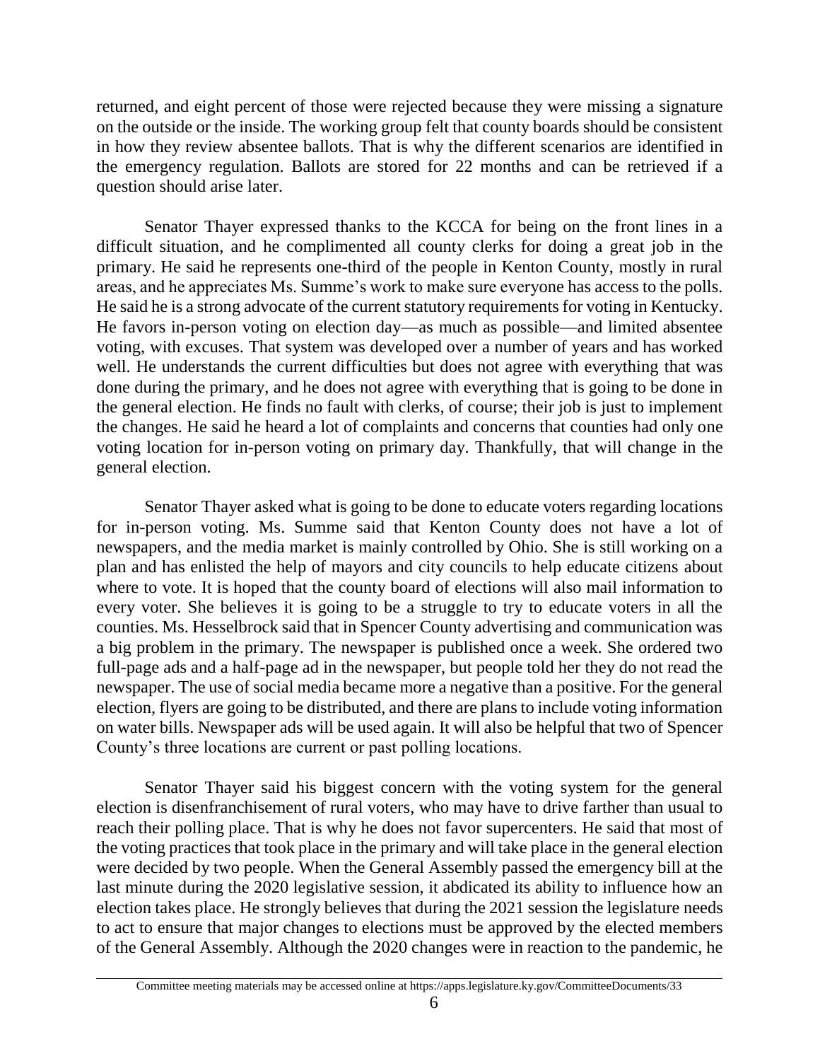returned, and eight percent of those were rejected because they were missing a signature on the outside or the inside. The working group felt that county boards should be consistent in how they review absentee ballots. That is why the different scenarios are identified in the emergency regulation. Ballots are stored for 22 months and can be retrieved if a question should arise later.

Senator Thayer expressed thanks to the KCCA for being on the front lines in a difficult situation, and he complimented all county clerks for doing a great job in the primary. He said he represents one-third of the people in Kenton County, mostly in rural areas, and he appreciates Ms. Summe's work to make sure everyone has access to the polls. He said he is a strong advocate of the current statutory requirements for voting in Kentucky. He favors in-person voting on election day—as much as possible—and limited absentee voting, with excuses. That system was developed over a number of years and has worked well. He understands the current difficulties but does not agree with everything that was done during the primary, and he does not agree with everything that is going to be done in the general election. He finds no fault with clerks, of course; their job is just to implement the changes. He said he heard a lot of complaints and concerns that counties had only one voting location for in-person voting on primary day. Thankfully, that will change in the general election.

Senator Thayer asked what is going to be done to educate voters regarding locations for in-person voting. Ms. Summe said that Kenton County does not have a lot of newspapers, and the media market is mainly controlled by Ohio. She is still working on a plan and has enlisted the help of mayors and city councils to help educate citizens about where to vote. It is hoped that the county board of elections will also mail information to every voter. She believes it is going to be a struggle to try to educate voters in all the counties. Ms. Hesselbrock said that in Spencer County advertising and communication was a big problem in the primary. The newspaper is published once a week. She ordered two full-page ads and a half-page ad in the newspaper, but people told her they do not read the newspaper. The use of social media became more a negative than a positive. For the general election, flyers are going to be distributed, and there are plans to include voting information on water bills. Newspaper ads will be used again. It will also be helpful that two of Spencer County's three locations are current or past polling locations.

Senator Thayer said his biggest concern with the voting system for the general election is disenfranchisement of rural voters, who may have to drive farther than usual to reach their polling place. That is why he does not favor supercenters. He said that most of the voting practices that took place in the primary and will take place in the general election were decided by two people. When the General Assembly passed the emergency bill at the last minute during the 2020 legislative session, it abdicated its ability to influence how an election takes place. He strongly believes that during the 2021 session the legislature needs to act to ensure that major changes to elections must be approved by the elected members of the General Assembly. Although the 2020 changes were in reaction to the pandemic, he

Committee meeting materials may be accessed online at https://apps.legislature.ky.gov/CommitteeDocuments/33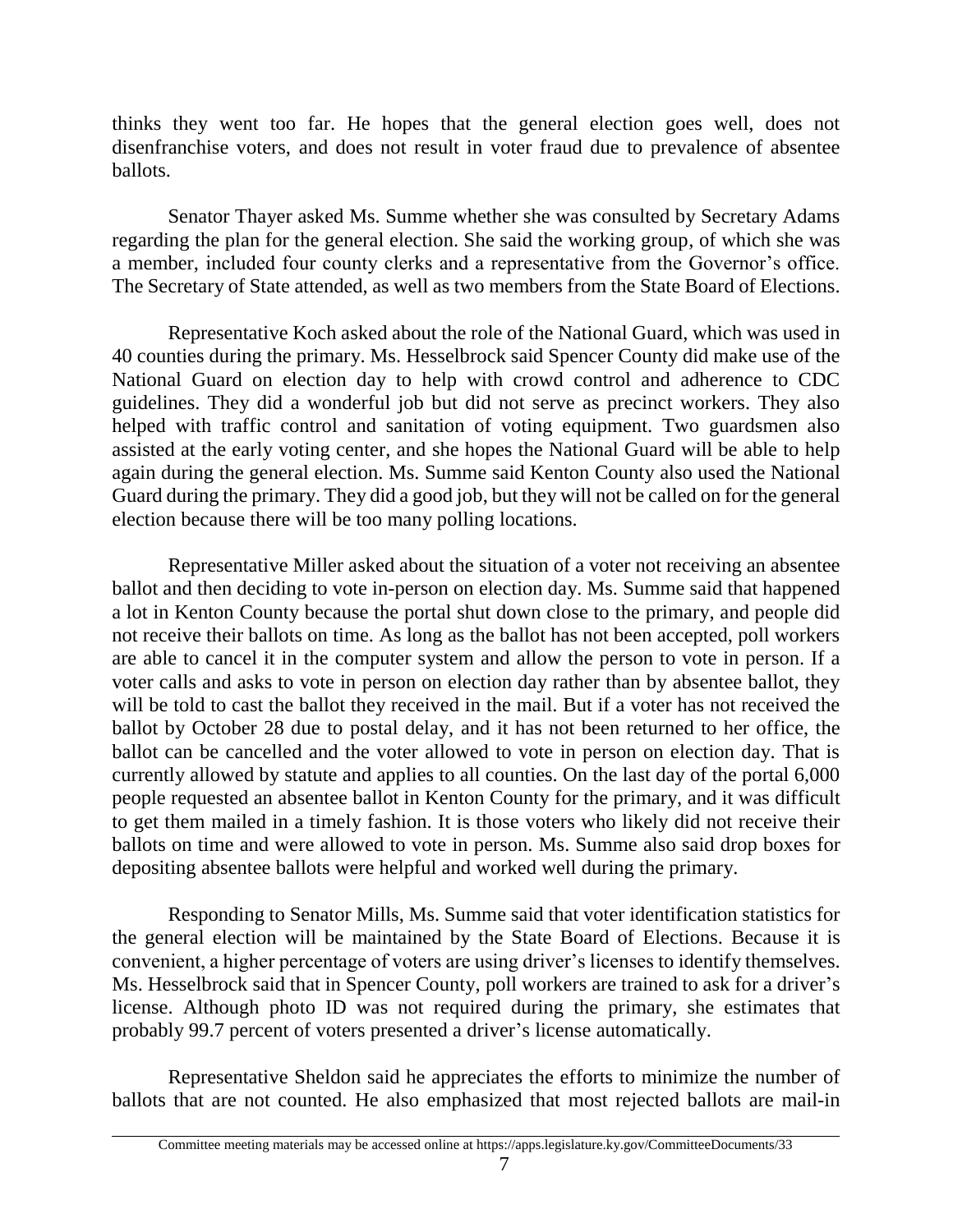thinks they went too far. He hopes that the general election goes well, does not disenfranchise voters, and does not result in voter fraud due to prevalence of absentee ballots.

Senator Thayer asked Ms. Summe whether she was consulted by Secretary Adams regarding the plan for the general election. She said the working group, of which she was a member, included four county clerks and a representative from the Governor's office. The Secretary of State attended, as well as two members from the State Board of Elections.

Representative Koch asked about the role of the National Guard, which was used in 40 counties during the primary. Ms. Hesselbrock said Spencer County did make use of the National Guard on election day to help with crowd control and adherence to CDC guidelines. They did a wonderful job but did not serve as precinct workers. They also helped with traffic control and sanitation of voting equipment. Two guardsmen also assisted at the early voting center, and she hopes the National Guard will be able to help again during the general election. Ms. Summe said Kenton County also used the National Guard during the primary. They did a good job, but they will not be called on for the general election because there will be too many polling locations.

Representative Miller asked about the situation of a voter not receiving an absentee ballot and then deciding to vote in-person on election day. Ms. Summe said that happened a lot in Kenton County because the portal shut down close to the primary, and people did not receive their ballots on time. As long as the ballot has not been accepted, poll workers are able to cancel it in the computer system and allow the person to vote in person. If a voter calls and asks to vote in person on election day rather than by absentee ballot, they will be told to cast the ballot they received in the mail. But if a voter has not received the ballot by October 28 due to postal delay, and it has not been returned to her office, the ballot can be cancelled and the voter allowed to vote in person on election day. That is currently allowed by statute and applies to all counties. On the last day of the portal 6,000 people requested an absentee ballot in Kenton County for the primary, and it was difficult to get them mailed in a timely fashion. It is those voters who likely did not receive their ballots on time and were allowed to vote in person. Ms. Summe also said drop boxes for depositing absentee ballots were helpful and worked well during the primary.

Responding to Senator Mills, Ms. Summe said that voter identification statistics for the general election will be maintained by the State Board of Elections. Because it is convenient, a higher percentage of voters are using driver's licenses to identify themselves. Ms. Hesselbrock said that in Spencer County, poll workers are trained to ask for a driver's license. Although photo ID was not required during the primary, she estimates that probably 99.7 percent of voters presented a driver's license automatically.

Representative Sheldon said he appreciates the efforts to minimize the number of ballots that are not counted. He also emphasized that most rejected ballots are mail-in

Committee meeting materials may be accessed online at https://apps.legislature.ky.gov/CommitteeDocuments/33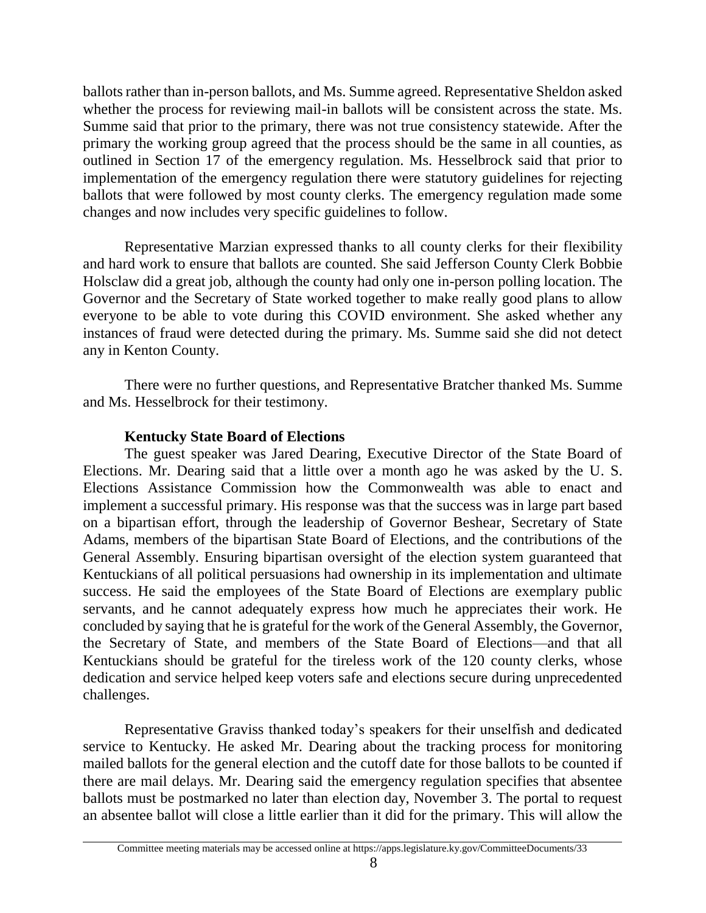ballots rather than in-person ballots, and Ms. Summe agreed. Representative Sheldon asked whether the process for reviewing mail-in ballots will be consistent across the state. Ms. Summe said that prior to the primary, there was not true consistency statewide. After the primary the working group agreed that the process should be the same in all counties, as outlined in Section 17 of the emergency regulation. Ms. Hesselbrock said that prior to implementation of the emergency regulation there were statutory guidelines for rejecting ballots that were followed by most county clerks. The emergency regulation made some changes and now includes very specific guidelines to follow.

Representative Marzian expressed thanks to all county clerks for their flexibility and hard work to ensure that ballots are counted. She said Jefferson County Clerk Bobbie Holsclaw did a great job, although the county had only one in-person polling location. The Governor and the Secretary of State worked together to make really good plans to allow everyone to be able to vote during this COVID environment. She asked whether any instances of fraud were detected during the primary. Ms. Summe said she did not detect any in Kenton County.

There were no further questions, and Representative Bratcher thanked Ms. Summe and Ms. Hesselbrock for their testimony.

**Kentucky State Board of Elections**

The guest speaker was Jared Dearing, Executive Director of the State Board of Elections. Mr. Dearing said that a little over a month ago he was asked by the U. S. Elections Assistance Commission how the Commonwealth was able to enact and implement a successful primary. His response was that the success was in large part based on a bipartisan effort, through the leadership of Governor Beshear, Secretary of State Adams, members of the bipartisan State Board of Elections, and the contributions of the General Assembly. Ensuring bipartisan oversight of the election system guaranteed that Kentuckians of all political persuasions had ownership in its implementation and ultimate success. He said the employees of the State Board of Elections are exemplary public servants, and he cannot adequately express how much he appreciates their work. He concluded by saying that he is grateful for the work of the General Assembly, the Governor, the Secretary of State, and members of the State Board of Elections—and that all Kentuckians should be grateful for the tireless work of the 120 county clerks, whose dedication and service helped keep voters safe and elections secure during unprecedented challenges.

Representative Graviss thanked today's speakers for their unselfish and dedicated service to Kentucky. He asked Mr. Dearing about the tracking process for monitoring mailed ballots for the general election and the cutoff date for those ballots to be counted if there are mail delays. Mr. Dearing said the emergency regulation specifies that absentee ballots must be postmarked no later than election day, November 3. The portal to request an absentee ballot will close a little earlier than it did for the primary. This will allow the

Committee meeting materials may be accessed online at https://apps.legislature.ky.gov/CommitteeDocuments/33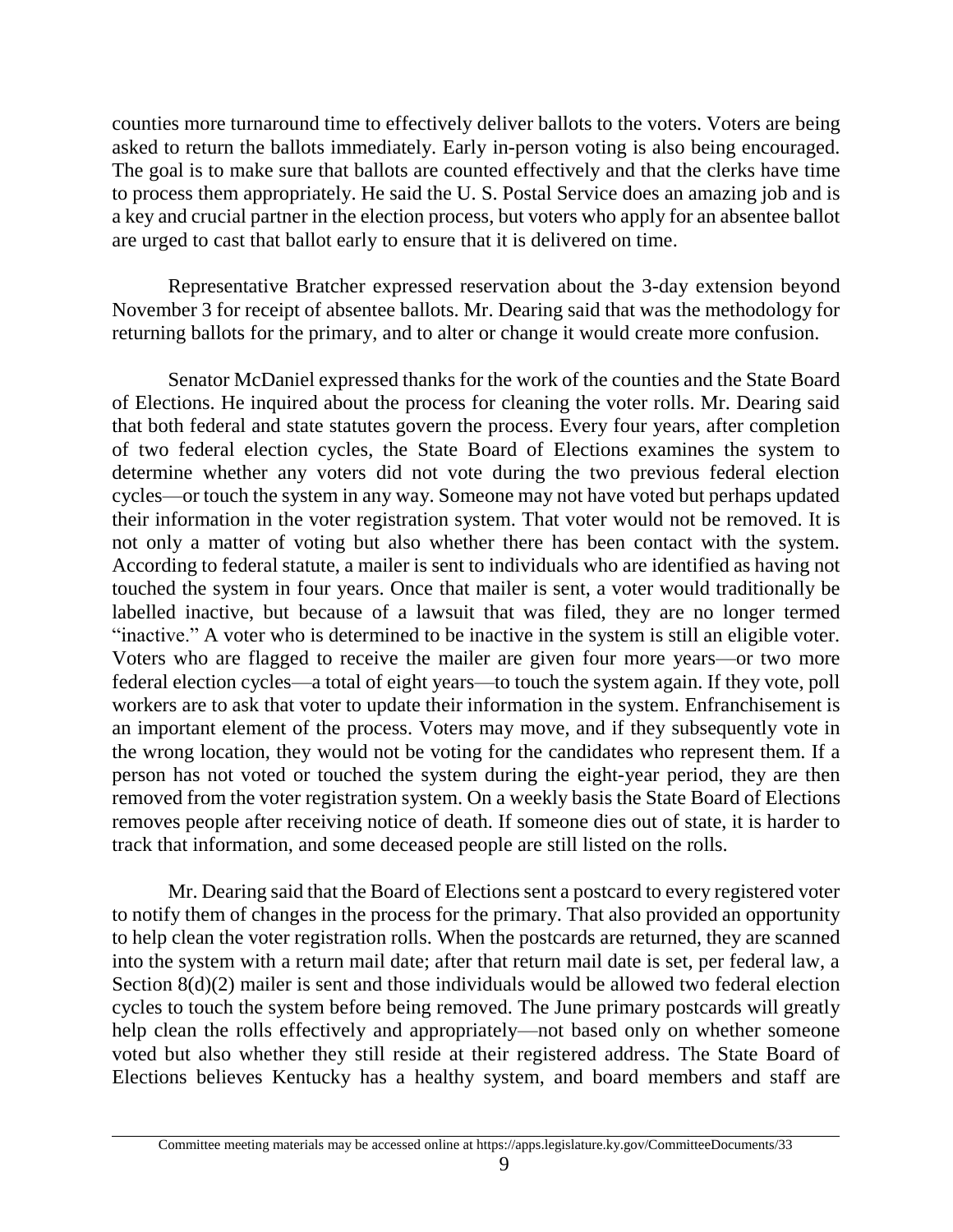counties more turnaround time to effectively deliver ballots to the voters. Voters are being asked to return the ballots immediately. Early in-person voting is also being encouraged. The goal is to make sure that ballots are counted effectively and that the clerks have time to process them appropriately. He said the U. S. Postal Service does an amazing job and is a key and crucial partner in the election process, but voters who apply for an absentee ballot are urged to cast that ballot early to ensure that it is delivered on time.

Representative Bratcher expressed reservation about the 3-day extension beyond November 3 for receipt of absentee ballots. Mr. Dearing said that was the methodology for returning ballots for the primary, and to alter or change it would create more confusion.

Senator McDaniel expressed thanks for the work of the counties and the State Board of Elections. He inquired about the process for cleaning the voter rolls. Mr. Dearing said that both federal and state statutes govern the process. Every four years, after completion of two federal election cycles, the State Board of Elections examines the system to determine whether any voters did not vote during the two previous federal election cycles—or touch the system in any way. Someone may not have voted but perhaps updated their information in the voter registration system. That voter would not be removed. It is not only a matter of voting but also whether there has been contact with the system. According to federal statute, a mailer is sent to individuals who are identified as having not touched the system in four years. Once that mailer is sent, a voter would traditionally be labelled inactive, but because of a lawsuit that was filed, they are no longer termed "inactive." A voter who is determined to be inactive in the system is still an eligible voter. Voters who are flagged to receive the mailer are given four more years—or two more federal election cycles—a total of eight years—to touch the system again. If they vote, poll workers are to ask that voter to update their information in the system. Enfranchisement is an important element of the process. Voters may move, and if they subsequently vote in the wrong location, they would not be voting for the candidates who represent them. If a person has not voted or touched the system during the eight-year period, they are then removed from the voter registration system. On a weekly basis the State Board of Elections removes people after receiving notice of death. If someone dies out of state, it is harder to track that information, and some deceased people are still listed on the rolls.

Mr. Dearing said that the Board of Elections sent a postcard to every registered voter to notify them of changes in the process for the primary. That also provided an opportunity to help clean the voter registration rolls. When the postcards are returned, they are scanned into the system with a return mail date; after that return mail date is set, per federal law, a Section 8(d)(2) mailer is sent and those individuals would be allowed two federal election cycles to touch the system before being removed. The June primary postcards will greatly help clean the rolls effectively and appropriately—not based only on whether someone voted but also whether they still reside at their registered address. The State Board of Elections believes Kentucky has a healthy system, and board members and staff are

Committee meeting materials may be accessed online at https://apps.legislature.ky.gov/CommitteeDocuments/33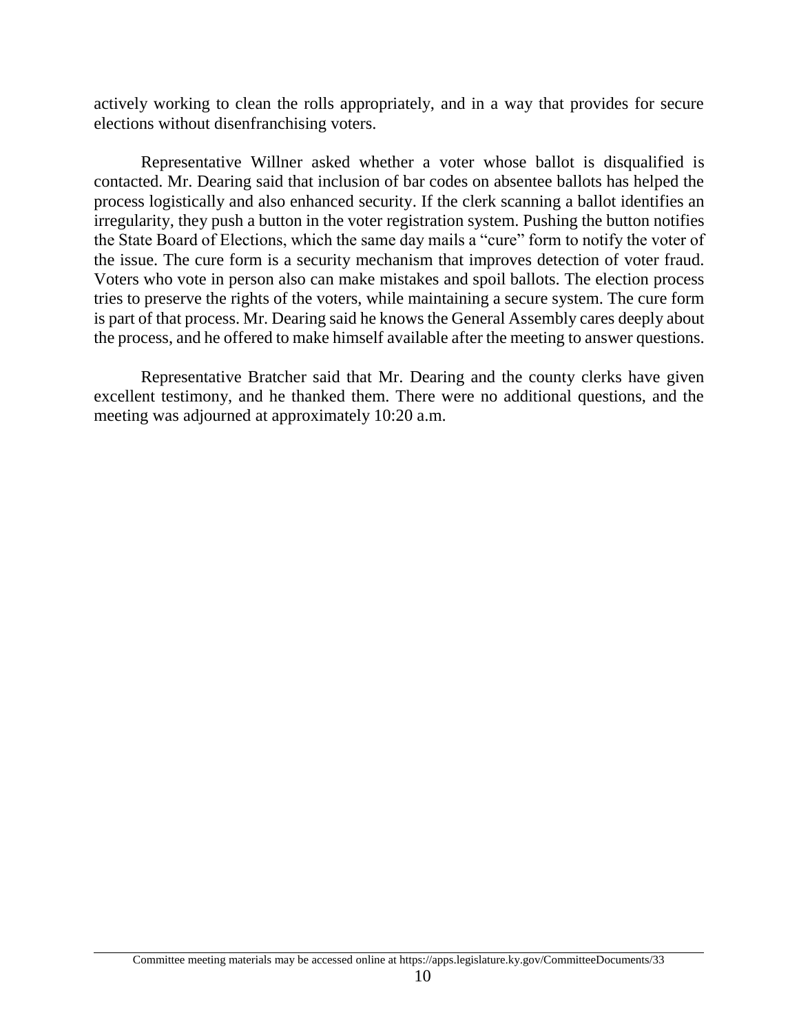actively working to clean the rolls appropriately, and in a way that provides for secure elections without disenfranchising voters.

Representative Willner asked whether a voter whose ballot is disqualified is contacted. Mr. Dearing said that inclusion of bar codes on absentee ballots has helped the process logistically and also enhanced security. If the clerk scanning a ballot identifies an irregularity, they push a button in the voter registration system. Pushing the button notifies the State Board of Elections, which the same day mails a "cure" form to notify the voter of the issue. The cure form is a security mechanism that improves detection of voter fraud. Voters who vote in person also can make mistakes and spoil ballots. The election process tries to preserve the rights of the voters, while maintaining a secure system. The cure form is part of that process. Mr. Dearing said he knows the General Assembly cares deeply about the process, and he offered to make himself available after the meeting to answer questions.

Representative Bratcher said that Mr. Dearing and the county clerks have given excellent testimony, and he thanked them. There were no additional questions, and the meeting was adjourned at approximately 10:20 a.m.

Committee meeting materials may be accessed online at https://apps.legislature.ky.gov/CommitteeDocuments/33